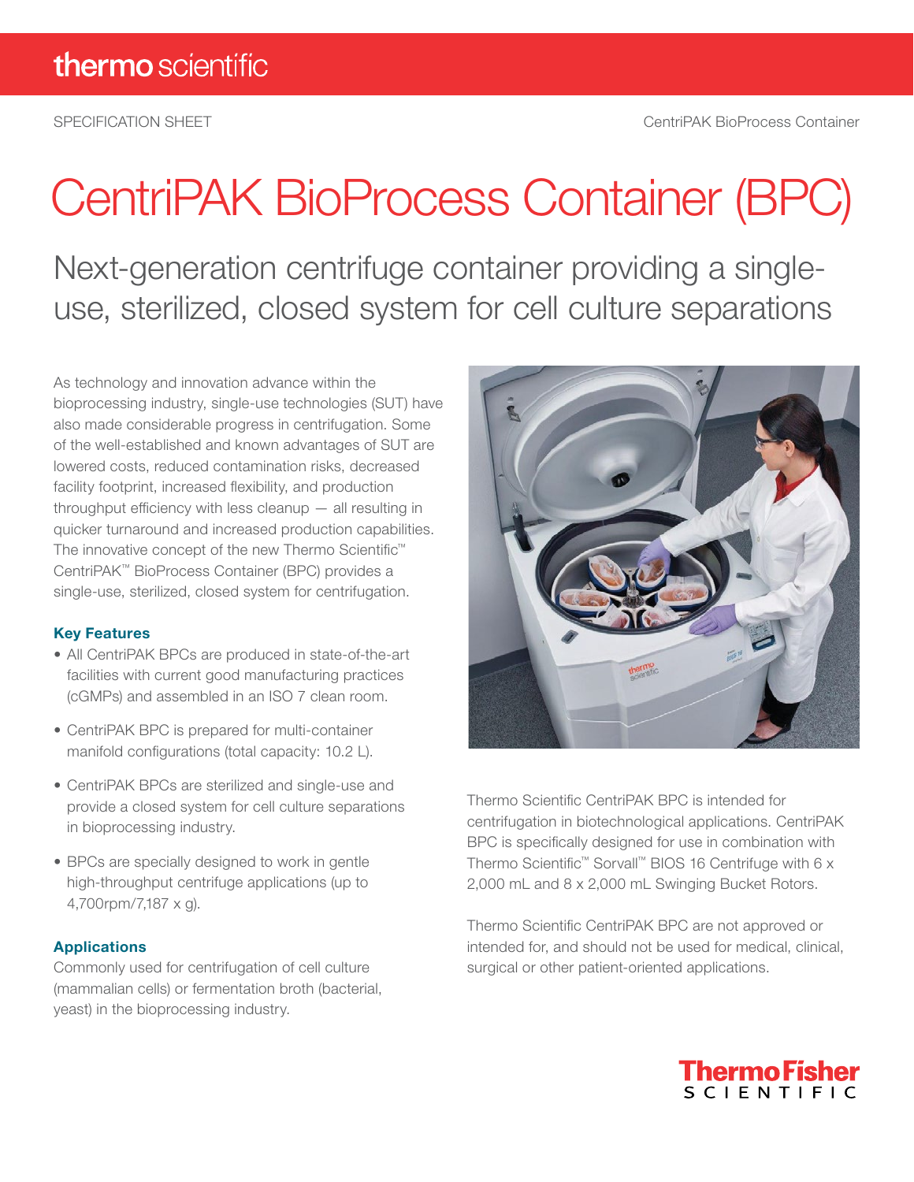# CentriPAK BioProcess Container (BPC)

## Next-generation centrifuge container providing a single-use, sterilized, closed system for cell culture separations

As technology and innovation advance within the bioprocessing industry, single-use technologies (SUT) have also made considerable progress in centrifugation. Some of the well-established and known advantages of SUT are lowered costs, reduced contamination risks, decreased facility footprint, increased flexibility, and production throughput efficiency with less cleanup — all resulting in quicker turnaround and increased production capabilities. The innovative concept of the new Thermo Scientific™ CentriPAK™ BioProcess Container (BPC) provides a single-use, sterilized, closed system for centrifugation.

### Key Features

- All CentriPAK BPCs are produced in state-of-the-art facilities with current good manufacturing practices (cGMPs) and assembled in an ISO 7 clean room.
- CentriPAK BPC is prepared for multi-container manifold configurations (total capacity: 10.2 L).
- CentriPAK BPCs are sterilized and single-use and provide a closed system for cell culture separations in bioprocessing industry.
- BPCs are specially designed to work in gentle high-throughput centrifuge applications (up to 4,700rpm/7,187 x g).

### Applications

Commonly used for centrifugation of cell culture (mammalian cells) or fermentation broth (bacterial, yeast) in the bioprocessing industry.

Thermo Scientific CentriPAK BPC is intended for centrifugation in biotechnological applications. CentriPAK BPC is specifically designed for use in combination with Thermo Scientific™ Sorvall™ BIOS 16 Centrifuge with 6 x 2,000 mL and 8 x 2,000 mL Swinging Bucket Rotors.

Thermo Scientific CentriPAK BPC are not approved or intended for, and should not be used for medical, clinical, surgical or other patient-oriented applications.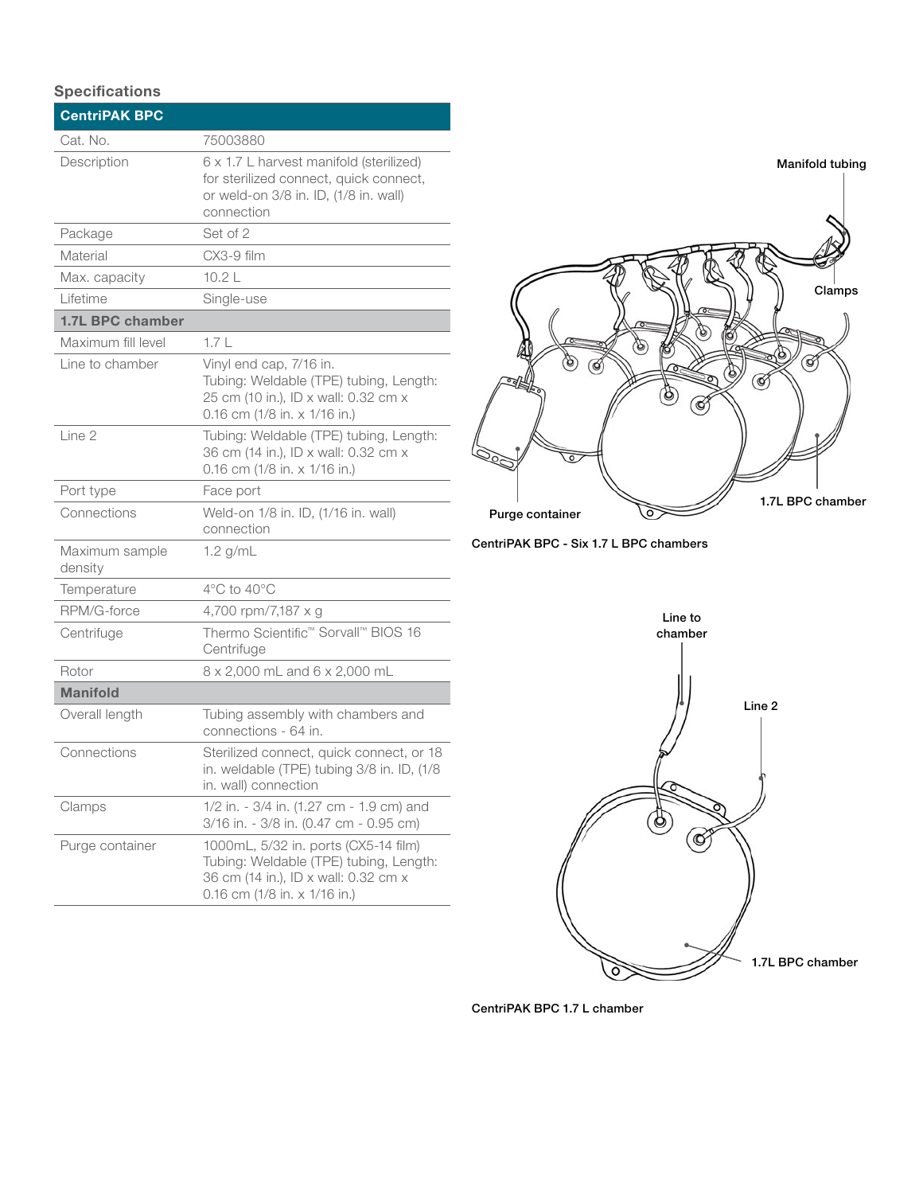## Specifications

| CentriPAK BPC | |
|---|---|
| Cat. No. | 75003880 |
| Description | 6 x 1.7 L harvest manifold (sterilized) for sterilized connect, quick connect, or weld-on 3/8 in. ID, (1/8 in. wall) connection |
| Package | Set of 2 |
| Material | CX3-9 film |
| Max. capacity | 10.2 L |
| Lifetime | Single-use |
| **1.7L BPC chamber** | |
| Maximum fill level | 1.7 L |
| Line to chamber | Vinyl end cap, 7/16 in. Tubing: Weldable (TPE) tubing, Length: 25 cm (10 in.), ID x wall: 0.32 cm x 0.16 cm (1/8 in. x 1/16 in.) |
| Line 2 | Tubing: Weldable (TPE) tubing, Length: 36 cm (14 in.), ID x wall: 0.32 cm x 0.16 cm (1/8 in. x 1/16 in.) |
| Port type | Face port |
| Connections | Weld-on 1/8 in. ID, (1/16 in. wall) connection |
| Maximum sample density | 1.2 g/mL |
| Temperature | 4°C to 40°C |
| RPM/G-force | 4,700 rpm/7,187 x g |
| Centrifuge | Thermo Scientific™ Sorvall™ BIOS 16 Centrifuge |
| Rotor | 8 x 2,000 mL and 6 x 2,000 mL |
| **Manifold** | |
| Overall length | Tubing assembly with chambers and connections - 64 in. |
| Connections | Sterilized connect, quick connect, or 18 in. weldable (TPE) tubing 3/8 in. ID, (1/8 in. wall) connection |
| Clamps | 1/2 in. - 3/4 in. (1.27 cm - 1.9 cm) and 3/16 in. - 3/8 in. (0.47 cm - 0.95 cm) |
| Purge container | 1000mL, 5/32 in. ports (CX5-14 film) Tubing: Weldable (TPE) tubing, Length: 36 cm (14 in.), ID x wall: 0.32 cm x 0.16 cm (1/8 in. x 1/16 in.) |

Manifold tubing

Clamps

Purge container

1.7L BPC chamber

CentriPAK BPC - Six 1.7 L BPC chambers

Line to chamber

Line 2

1.7L BPC chamber

CentriPAK BPC 1.7 L chamber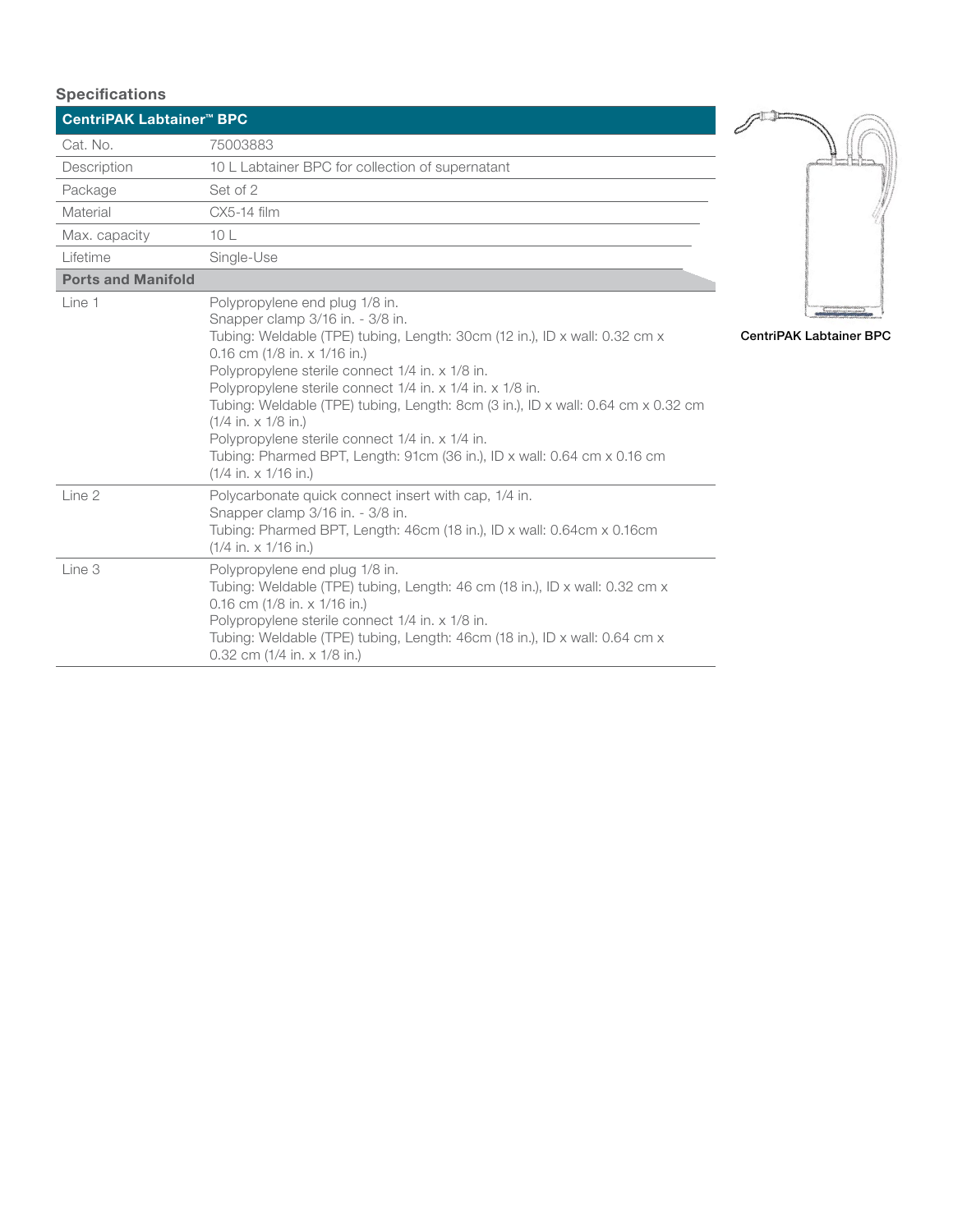## Specifications

| CentriPAK Labtainer™ BPC | |
|---|---|
| Cat. No. | 75003883 |
| Description | 10 L Labtainer BPC for collection of supernatant |
| Package | Set of 2 |
| Material | CX5-14 film |
| Max. capacity | 10 L |
| Lifetime | Single-Use |
| **Ports and Manifold** | |
| Line 1 | Polypropylene end plug 1/8 in.<br>Snapper clamp 3/16 in. - 3/8 in.<br>Tubing: Weldable (TPE) tubing, Length: 30cm (12 in.), ID x wall: 0.32 cm x 0.16 cm (1/8 in. x 1/16 in.)<br>Polypropylene sterile connect 1/4 in. x 1/8 in.<br>Polypropylene sterile connect 1/4 in. x 1/4 in. x 1/8 in.<br>Tubing: Weldable (TPE) tubing, Length: 8cm (3 in.), ID x wall: 0.64 cm x 0.32 cm (1/4 in. x 1/8 in.)<br>Polypropylene sterile connect 1/4 in. x 1/4 in.<br>Tubing: Pharmed BPT, Length: 91cm (36 in.), ID x wall: 0.64 cm x 0.16 cm (1/4 in. x 1/16 in.) |
| Line 2 | Polycarbonate quick connect insert with cap, 1/4 in.<br>Snapper clamp 3/16 in. - 3/8 in.<br>Tubing: Pharmed BPT, Length: 46cm (18 in.), ID x wall: 0.64cm x 0.16cm (1/4 in. x 1/16 in.) |
| Line 3 | Polypropylene end plug 1/8 in.<br>Tubing: Weldable (TPE) tubing, Length: 46 cm (18 in.), ID x wall: 0.32 cm x 0.16 cm (1/8 in. x 1/16 in.)<br>Polypropylene sterile connect 1/4 in. x 1/8 in.<br>Tubing: Weldable (TPE) tubing, Length: 46cm (18 in.), ID x wall: 0.64 cm x 0.32 cm (1/4 in. x 1/8 in.) |

CentriPAK Labtainer BPC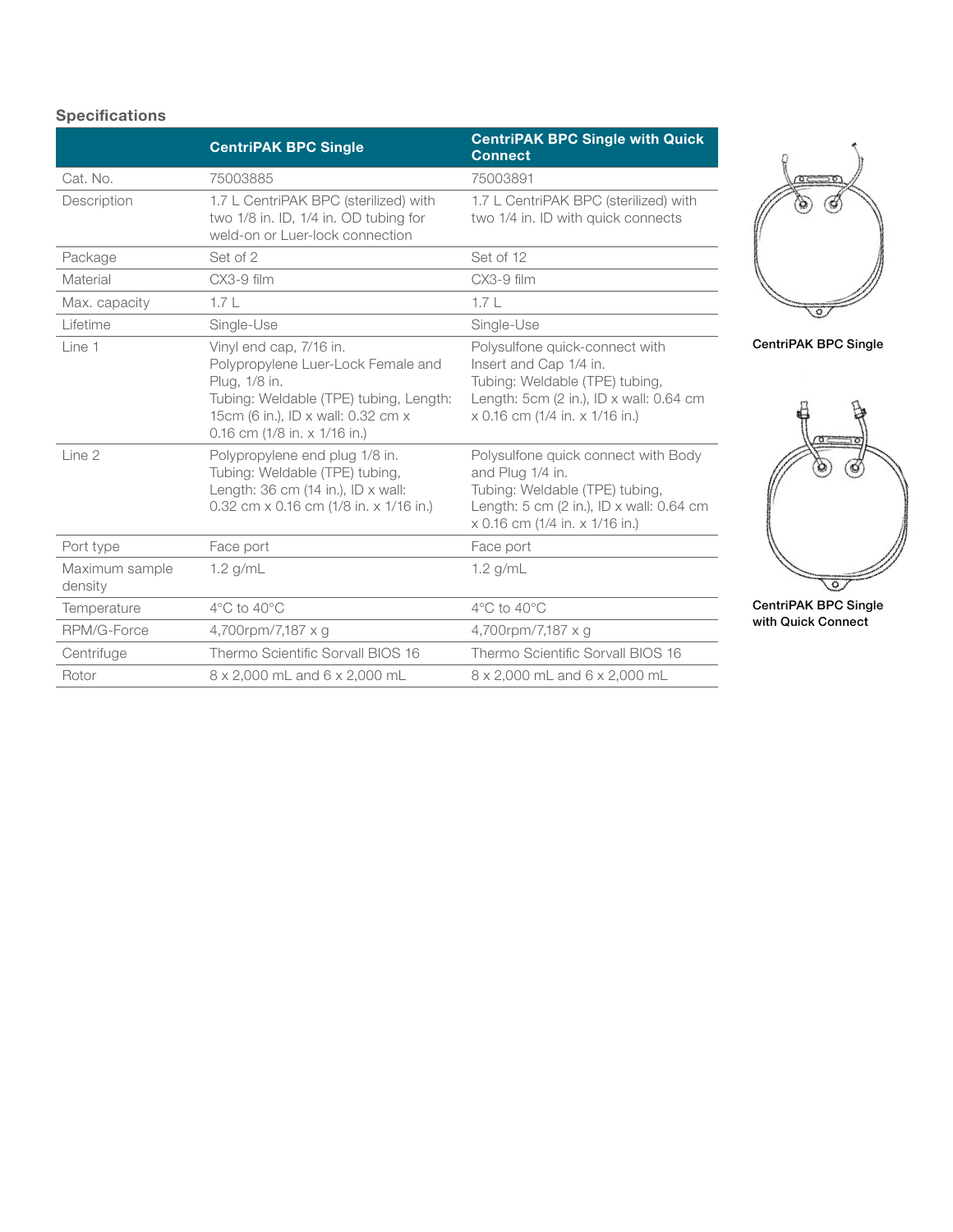## Specifications

| | CentriPAK BPC Single | CentriPAK BPC Single with Quick Connect |
|---|---|---|
| Cat. No. | 75003885 | 75003891 |
| Description | 1.7 L CentriPAK BPC (sterilized) with two 1/8 in. ID, 1/4 in. OD tubing for weld-on or Luer-lock connection | 1.7 L CentriPAK BPC (sterilized) with two 1/4 in. ID with quick connects |
| Package | Set of 2 | Set of 12 |
| Material | CX3-9 film | CX3-9 film |
| Max. capacity | 1.7 L | 1.7 L |
| Lifetime | Single-Use | Single-Use |
| Line 1 | Vinyl end cap, 7/16 in.<br>Polypropylene Luer-Lock Female and Plug, 1/8 in.<br>Tubing: Weldable (TPE) tubing, Length: 15cm (6 in.), ID x wall: 0.32 cm x 0.16 cm (1/8 in. x 1/16 in.) | Polysulfone quick-connect with Insert and Cap 1/4 in.<br>Tubing: Weldable (TPE) tubing, Length: 5cm (2 in.), ID x wall: 0.64 cm x 0.16 cm (1/4 in. x 1/16 in.) |
| Line 2 | Polypropylene end plug 1/8 in.<br>Tubing: Weldable (TPE) tubing, Length: 36 cm (14 in.), ID x wall: 0.32 cm x 0.16 cm (1/8 in. x 1/16 in.) | Polysulfone quick connect with Body and Plug 1/4 in.<br>Tubing: Weldable (TPE) tubing, Length: 5 cm (2 in.), ID x wall: 0.64 cm x 0.16 cm (1/4 in. x 1/16 in.) |
| Port type | Face port | Face port |
| Maximum sample density | 1.2 g/mL | 1.2 g/mL |
| Temperature | 4°C to 40°C | 4°C to 40°C |
| RPM/G-Force | 4,700rpm/7,187 x g | 4,700rpm/7,187 x g |
| Centrifuge | Thermo Scientific Sorvall BIOS 16 | Thermo Scientific Sorvall BIOS 16 |
| Rotor | 8 x 2,000 mL and 6 x 2,000 mL | 8 x 2,000 mL and 6 x 2,000 mL |

**CentriPAK BPC Single**

**CentriPAK BPC Single with Quick Connect**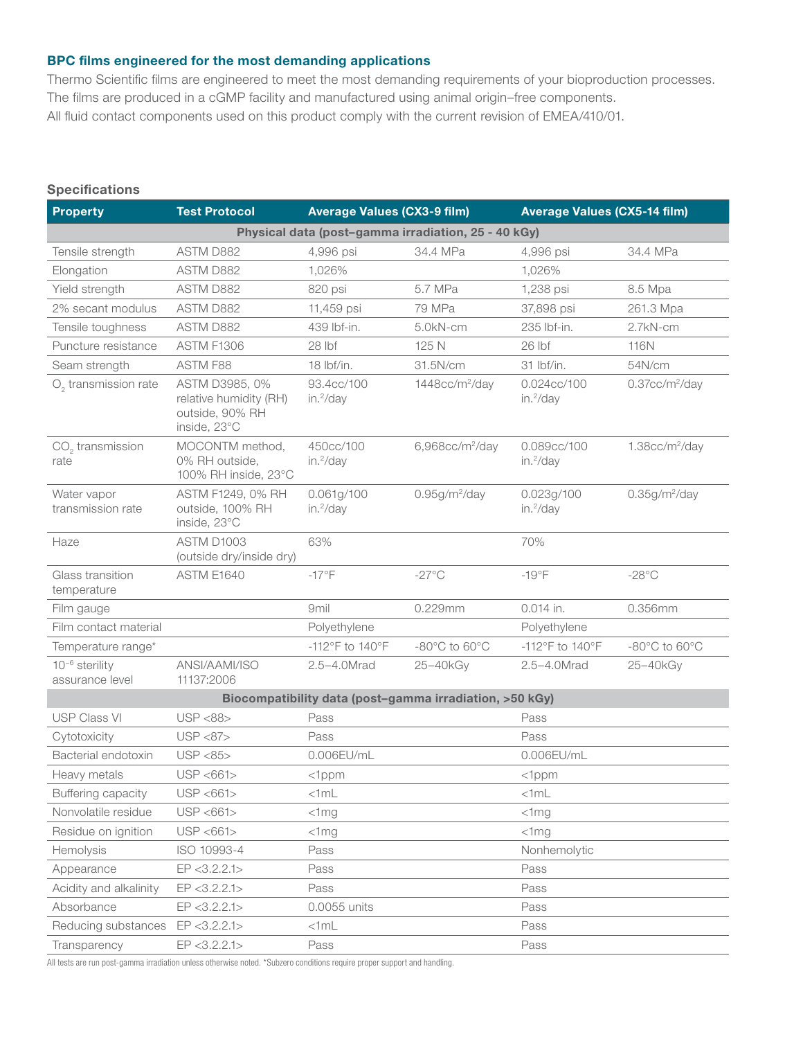### BPC films engineered for the most demanding applications

Thermo Scientific films are engineered to meet the most demanding requirements of your bioproduction processes. The films are produced in a cGMP facility and manufactured using animal origin–free components. All fluid contact components used on this product comply with the current revision of EMEA/410/01.

### Specifications

| Property | Test Protocol | Average Values (CX3-9 film) | | Average Values (CX5-14 film) | |
|---|---|---|---|---|---|
| **Physical data (post–gamma irradiation, 25 - 40 kGy)** | | | | | |
| Tensile strength | ASTM D882 | 4,996 psi | 34.4 MPa | 4,996 psi | 34.4 MPa |
| Elongation | ASTM D882 | 1,026% | | 1,026% | |
| Yield strength | ASTM D882 | 820 psi | 5.7 MPa | 1,238 psi | 8.5 Mpa |
| 2% secant modulus | ASTM D882 | 11,459 psi | 79 MPa | 37,898 psi | 261.3 Mpa |
| Tensile toughness | ASTM D882 | 439 lbf-in. | 5.0kN-cm | 235 lbf-in. | 2.7kN-cm |
| Puncture resistance | ASTM F1306 | 28 lbf | 125 N | 26 lbf | 116N |
| Seam strength | ASTM F88 | 18 lbf/in. | 31.5N/cm | 31 lbf/in. | 54N/cm |
| $O_2$ transmission rate | ASTM D3985, 0% relative humidity (RH) outside, 90% RH inside, 23°C | 93.4cc/100 in.$^2$/day | 1448cc/m$^2$/day | 0.024cc/100 in.$^2$/day | 0.37cc/m$^2$/day |
| $CO_2$ transmission rate | MOCONTM method, 0% RH outside, 100% RH inside, 23°C | 450cc/100 in.$^2$/day | 6,968cc/m$^2$/day | 0.089cc/100 in.$^2$/day | 1.38cc/m$^2$/day |
| Water vapor transmission rate | ASTM F1249, 0% RH outside, 100% RH inside, 23°C | 0.061g/100 in.$^2$/day | 0.95g/m$^2$/day | 0.023g/100 in.$^2$/day | 0.35g/m$^2$/day |
| Haze | ASTM D1003 (outside dry/inside dry) | 63% | | 70% | |
| Glass transition temperature | ASTM E1640 | -17°F | -27°C | -19°F | -28°C |
| Film gauge | | 9mil | 0.229mm | 0.014 in. | 0.356mm |
| Film contact material | | Polyethylene | | Polyethylene | |
| Temperature range* | | -112°F to 140°F | -80°C to 60°C | -112°F to 140°F | -80°C to 60°C |
| $10^{-6}$ sterility assurance level | ANSI/AAMI/ISO 11137:2006 | 2.5–4.0Mrad | 25–40kGy | 2.5–4.0Mrad | 25–40kGy |
| **Biocompatibility data (post–gamma irradiation, >50 kGy)** | | | | | |
| USP Class VI | USP <88> | Pass | | Pass | |
| Cytotoxicity | USP <87> | Pass | | Pass | |
| Bacterial endotoxin | USP <85> | 0.006EU/mL | | 0.006EU/mL | |
| Heavy metals | USP <661> | <1ppm | | <1ppm | |
| Buffering capacity | USP <661> | <1mL | | <1mL | |
| Nonvolatile residue | USP <661> | <1mg | | <1mg | |
| Residue on ignition | USP <661> | <1mg | | <1mg | |
| Hemolysis | ISO 10993-4 | Pass | | Nonhemolytic | |
| Appearance | EP <3.2.2.1> | Pass | | Pass | |
| Acidity and alkalinity | EP <3.2.2.1> | Pass | | Pass | |
| Absorbance | EP <3.2.2.1> | 0.0055 units | | Pass | |
| Reducing substances | EP <3.2.2.1> | <1mL | | Pass | |
| Transparency | EP <3.2.2.1> | Pass | | Pass | |

All tests are run post-gamma irradiation unless otherwise noted. *Subzero conditions require proper support and handling.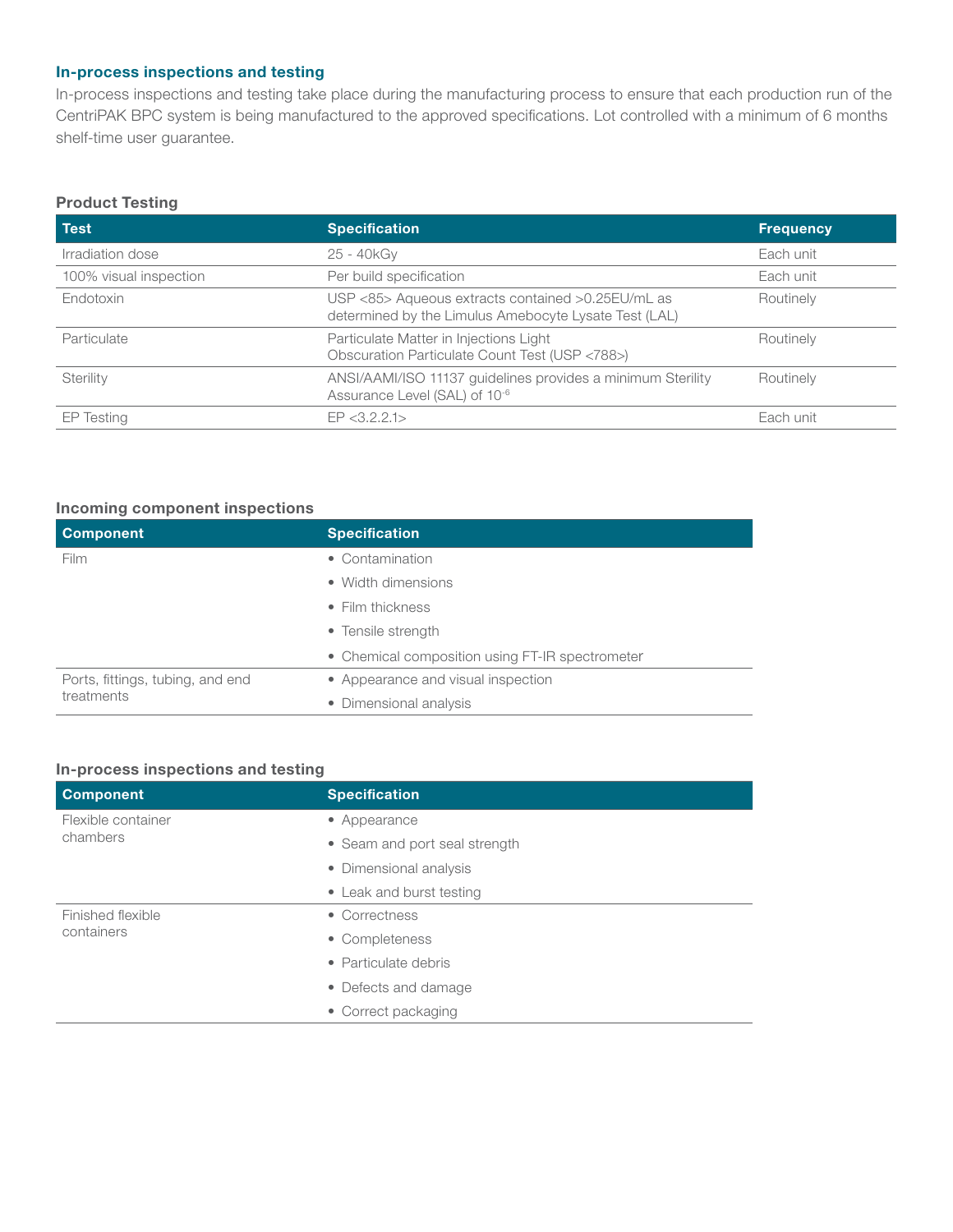## In-process inspections and testing

In-process inspections and testing take place during the manufacturing process to ensure that each production run of the CentriPAK BPC system is being manufactured to the approved specifications. Lot controlled with a minimum of 6 months shelf-time user guarantee.

### Product Testing

| Test | Specification | Frequency |
|---|---|---|
| Irradiation dose | 25 - 40kGy | Each unit |
| 100% visual inspection | Per build specification | Each unit |
| Endotoxin | USP <85> Aqueous extracts contained >0.25EU/mL as determined by the Limulus Amebocyte Lysate Test (LAL) | Routinely |
| Particulate | Particulate Matter in Injections Light Obscuration Particulate Count Test (USP <788>) | Routinely |
| Sterility | ANSI/AAMI/ISO 11137 guidelines provides a minimum Sterility Assurance Level (SAL) of $10^{-6}$ | Routinely |
| EP Testing | EP <3.2.2.1> | Each unit |

### Incoming component inspections

| Component | Specification |
|---|---|
| Film | • Contamination<br>• Width dimensions<br>• Film thickness<br>• Tensile strength<br>• Chemical composition using FT-IR spectrometer |
| Ports, fittings, tubing, and end treatments | • Appearance and visual inspection<br>• Dimensional analysis |

### In-process inspections and testing

| Component | Specification |
|---|---|
| Flexible container chambers | • Appearance<br>• Seam and port seal strength<br>• Dimensional analysis<br>• Leak and burst testing |
| Finished flexible containers | • Correctness<br>• Completeness<br>• Particulate debris<br>• Defects and damage<br>• Correct packaging |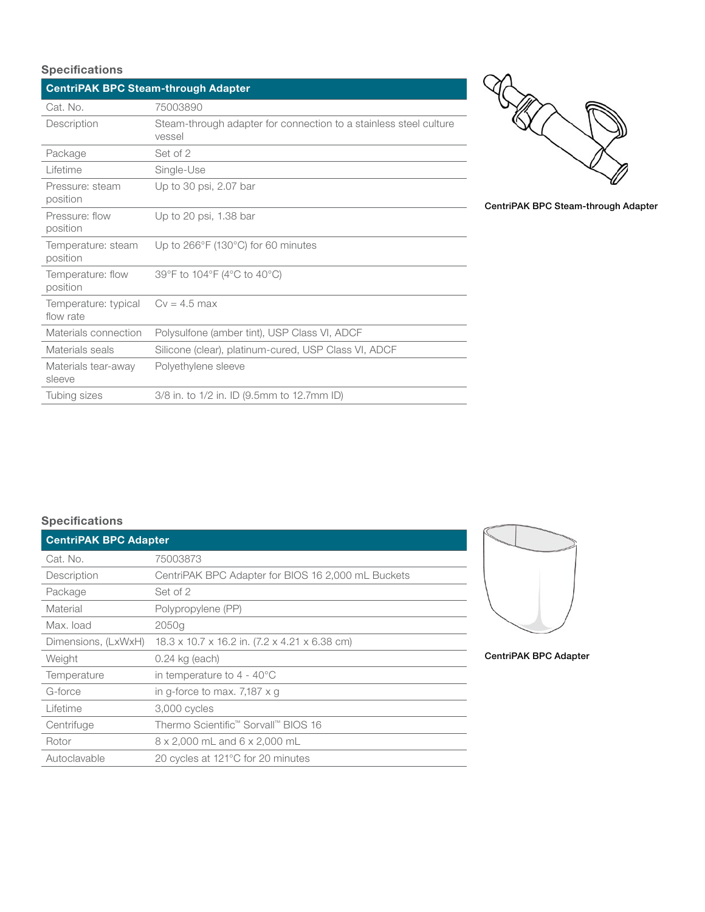### Specifications

| CentriPAK BPC Steam-through Adapter | |
|---|---|
| Cat. No. | 75003890 |
| Description | Steam-through adapter for connection to a stainless steel culture vessel |
| Package | Set of 2 |
| Lifetime | Single-Use |
| Pressure: steam position | Up to 30 psi, 2.07 bar |
| Pressure: flow position | Up to 20 psi, 1.38 bar |
| Temperature: steam position | Up to 266°F (130°C) for 60 minutes |
| Temperature: flow position | 39°F to 104°F (4°C to 40°C) |
| Temperature: typical flow rate | Cv = 4.5 max |
| Materials connection | Polysulfone (amber tint), USP Class VI, ADCF |
| Materials seals | Silicone (clear), platinum-cured, USP Class VI, ADCF |
| Materials tear-away sleeve | Polyethylene sleeve |
| Tubing sizes | 3/8 in. to 1/2 in. ID (9.5mm to 12.7mm ID) |

**CentriPAK BPC Steam-through Adapter**

### Specifications

| CentriPAK BPC Adapter | |
|---|---|
| Cat. No. | 75003873 |
| Description | CentriPAK BPC Adapter for BIOS 16 2,000 mL Buckets |
| Package | Set of 2 |
| Material | Polypropylene (PP) |
| Max. load | 2050g |
| Dimensions, (LxWxH) | 18.3 x 10.7 x 16.2 in. (7.2 x 4.21 x 6.38 cm) |
| Weight | 0.24 kg (each) |
| Temperature | in temperature to 4 - 40°C |
| G-force | in g-force to max. 7,187 x g |
| Lifetime | 3,000 cycles |
| Centrifuge | Thermo Scientific™ Sorvall™ BIOS 16 |
| Rotor | 8 x 2,000 mL and 6 x 2,000 mL |
| Autoclavable | 20 cycles at 121°C for 20 minutes |

**CentriPAK BPC Adapter**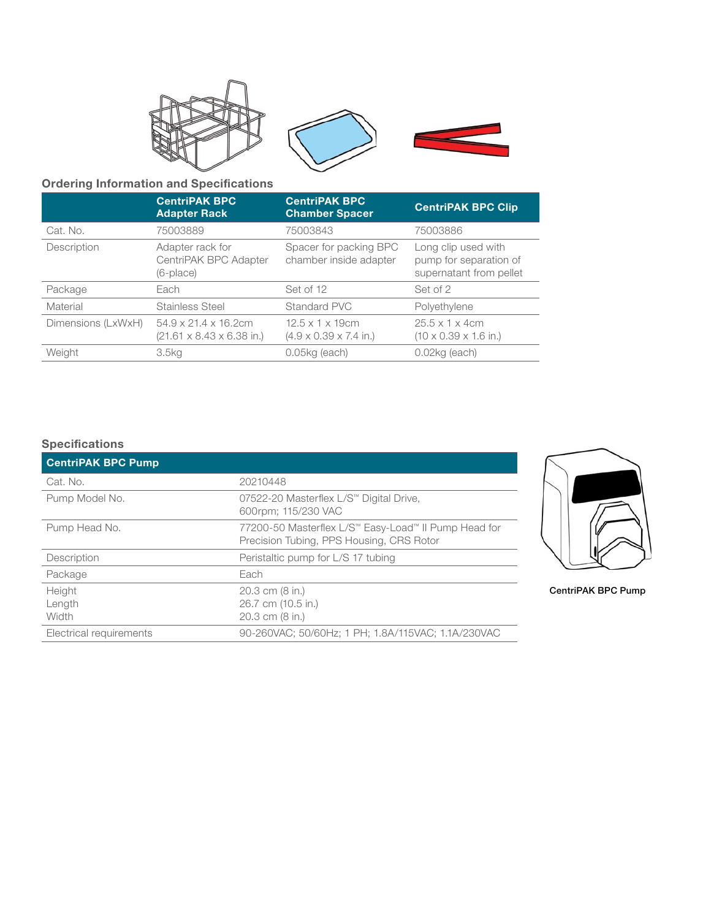## Ordering Information and Specifications

| | CentriPAK BPC Adapter Rack | CentriPAK BPC Chamber Spacer | CentriPAK BPC Clip |
|---|---|---|---|
| Cat. No. | 75003889 | 75003843 | 75003886 |
| Description | Adapter rack for CentriPAK BPC Adapter (6-place) | Spacer for packing BPC chamber inside adapter | Long clip used with pump for separation of supernatant from pellet |
| Package | Each | Set of 12 | Set of 2 |
| Material | Stainless Steel | Standard PVC | Polyethylene |
| Dimensions (LxWxH) | 54.9 x 21.4 x 16.2cm (21.61 x 8.43 x 6.38 in.) | 12.5 x 1 x 19cm (4.9 x 0.39 x 7.4 in.) | 25.5 x 1 x 4cm (10 x 0.39 x 1.6 in.) |
| Weight | 3.5kg | 0.05kg (each) | 0.02kg (each) |

## Specifications

| CentriPAK BPC Pump | |
|---|---|
| Cat. No. | 20210448 |
| Pump Model No. | 07522-20 Masterflex L/S™ Digital Drive, 600rpm; 115/230 VAC |
| Pump Head No. | 77200-50 Masterflex L/S™ Easy-Load™ II Pump Head for Precision Tubing, PPS Housing, CRS Rotor |
| Description | Peristaltic pump for L/S 17 tubing |
| Package | Each |
| Height<br>Length<br>Width | 20.3 cm (8 in.)<br>26.7 cm (10.5 in.)<br>20.3 cm (8 in.) |
| Electrical requirements | 90-260VAC; 50/60Hz; 1 PH; 1.8A/115VAC; 1.1A/230VAC |

CentriPAK BPC Pump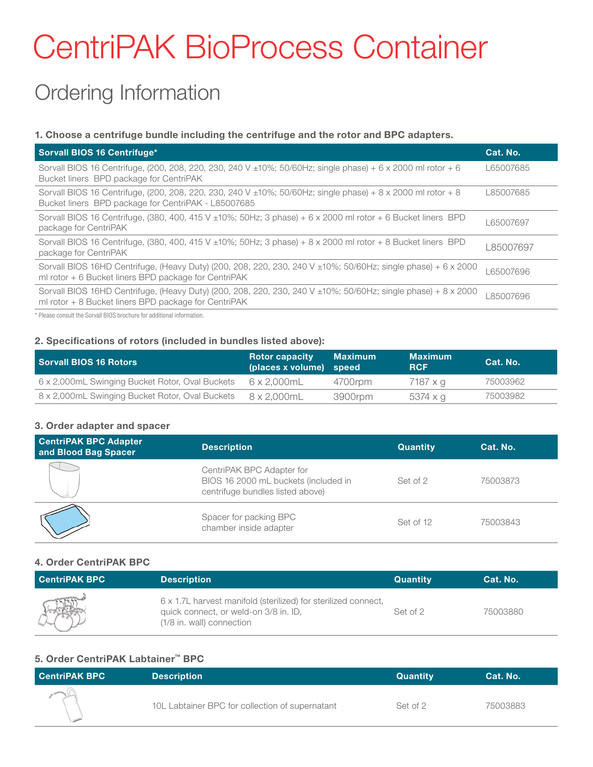# CentriPAK BioProcess Container

## Ordering Information

**1. Choose a centrifuge bundle including the centrifuge and the rotor and BPC adapters.**

| Sorvall BIOS 16 Centrifuge* | Cat. No. |
|---|---|
| Sorvall BIOS 16 Centrifuge, (200, 208, 220, 230, 240 V ±10%; 50/60Hz; single phase) + 6 x 2000 ml rotor + 6 Bucket liners BPD package for CentriPAK | L65007685 |
| Sorvall BIOS 16 Centrifuge, (200, 208, 220, 230, 240 V ±10%; 50/60Hz; single phase) + 8 x 2000 ml rotor + 8 Bucket liners BPD package for CentriPAK - L85007685 | L85007685 |
| Sorvall BIOS 16 Centrifuge, (380, 400, 415 V ±10%; 50Hz; 3 phase) + 6 x 2000 ml rotor + 6 Bucket liners BPD package for CentriPAK | L65007697 |
| Sorvall BIOS 16 Centrifuge, (380, 400, 415 V ±10%; 50Hz; 3 phase) + 8 x 2000 ml rotor + 8 Bucket liners BPD package for CentriPAK | L85007697 |
| Sorvall BIOS 16HD Centrifuge, (Heavy Duty) (200, 208, 220, 230, 240 V ±10%; 50/60Hz; single phase) + 6 x 2000 ml rotor + 6 Bucket liners BPD package for CentriPAK | L65007696 |
| Sorvall BIOS 16HD Centrifuge, (Heavy Duty) (200, 208, 220, 230, 240 V ±10%; 50/60Hz; single phase) + 8 x 2000 ml rotor + 8 Bucket liners BPD package for CentriPAK | L85007696 |

\* Please consult the Sorvall BIOS brochure for additional information.

**2. Specifications of rotors (included in bundles listed above):**

| Sorvall BIOS 16 Rotors | Rotor capacity (places x volume) | Maximum speed | Maximum RCF | Cat. No. |
|---|---|---|---|---|
| 6 x 2,000mL Swinging Bucket Rotor, Oval Buckets | 6 x 2,000mL | 4700rpm | 7187 x g | 75003962 |
| 8 x 2,000mL Swinging Bucket Rotor, Oval Buckets | 8 x 2,000mL | 3900rpm | 5374 x g | 75003982 |

**3. Order adapter and spacer**

| CentriPAK BPC Adapter and Blood Bag Spacer | Description | Quantity | Cat. No. |
|---|---|---|---|
| | CentriPAK BPC Adapter for BIOS 16 2000 mL buckets (included in centrifuge bundles listed above) | Set of 2 | 75003873 |
| | Spacer for packing BPC chamber inside adapter | Set of 12 | 75003843 |

**4. Order CentriPAK BPC**

| CentriPAK BPC | Description | Quantity | Cat. No. |
|---|---|---|---|
| | 6 x 1.7L harvest manifold (sterilized) for sterilized connect, quick connect, or weld-on 3/8 in. ID, (1/8 in. wall) connection | Set of 2 | 75003880 |

**5. Order CentriPAK Labtainer™ BPC**

| CentriPAK BPC | Description | Quantity | Cat. No. |
|---|---|---|---|
| | 10L Labtainer BPC for collection of supernatant | Set of 2 | 75003883 |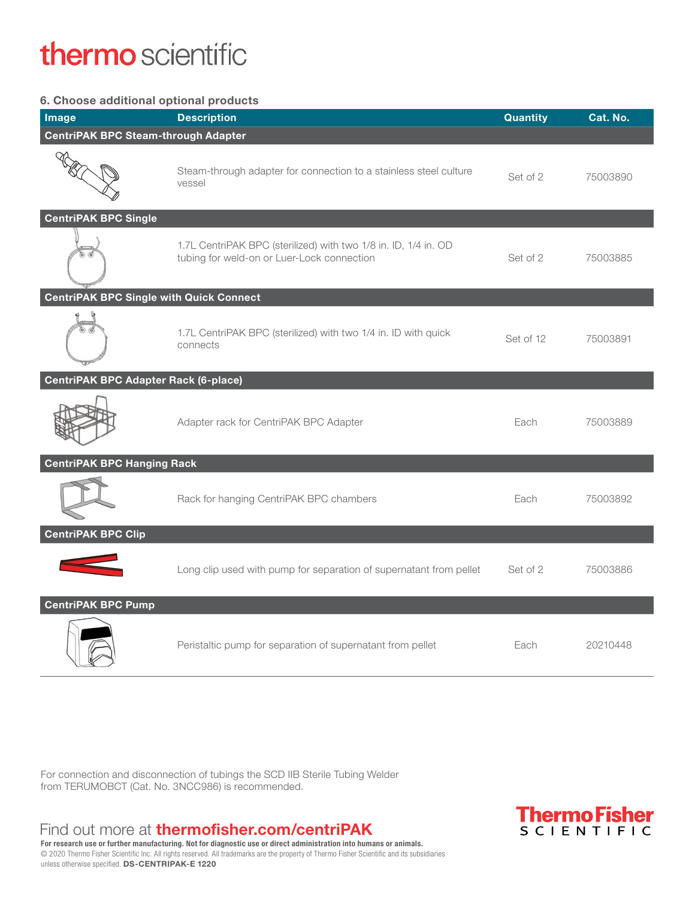### 6. Choose additional optional products

| Image | Description | Quantity | Cat. No. |
| --- | --- | --- | --- |
| **CentriPAK BPC Steam-through Adapter** | | | |
| | Steam-through adapter for connection to a stainless steel culture vessel | Set of 2 | 75003890 |
| **CentriPAK BPC Single** | | | |
| | 1.7L CentriPAK BPC (sterilized) with two 1/8 in. ID, 1/4 in. OD tubing for weld-on or Luer-Lock connection | Set of 2 | 75003885 |
| **CentriPAK BPC Single with Quick Connect** | | | |
| | 1.7L CentriPAK BPC (sterilized) with two 1/4 in. ID with quick connects | Set of 12 | 75003891 |
| **CentriPAK BPC Adapter Rack (6-place)** | | | |
| | Adapter rack for CentriPAK BPC Adapter | Each | 75003889 |
| **CentriPAK BPC Hanging Rack** | | | |
| | Rack for hanging CentriPAK BPC chambers | Each | 75003892 |
| **CentriPAK BPC Clip** | | | |
| | Long clip used with pump for separation of supernatant from pellet | Set of 2 | 75003886 |
| **CentriPAK BPC Pump** | | | |
| | Peristaltic pump for separation of supernatant from pellet | Each | 20210448 |

For connection and disconnection of tubings the SCD IIB Sterile Tubing Welder from TERUMOBCT (Cat. No. 3NCC986) is recommended.

Find out more at **thermofisher.com/centriPAK**

**For research use or further manufacturing. Not for diagnostic use or direct administration into humans or animals.**
© 2020 Thermo Fisher Scientific Inc. All rights reserved. All trademarks are the property of Thermo Fisher Scientific and its subsidiaries unless otherwise specified. **DS-CENTRIPAK-E 1220**